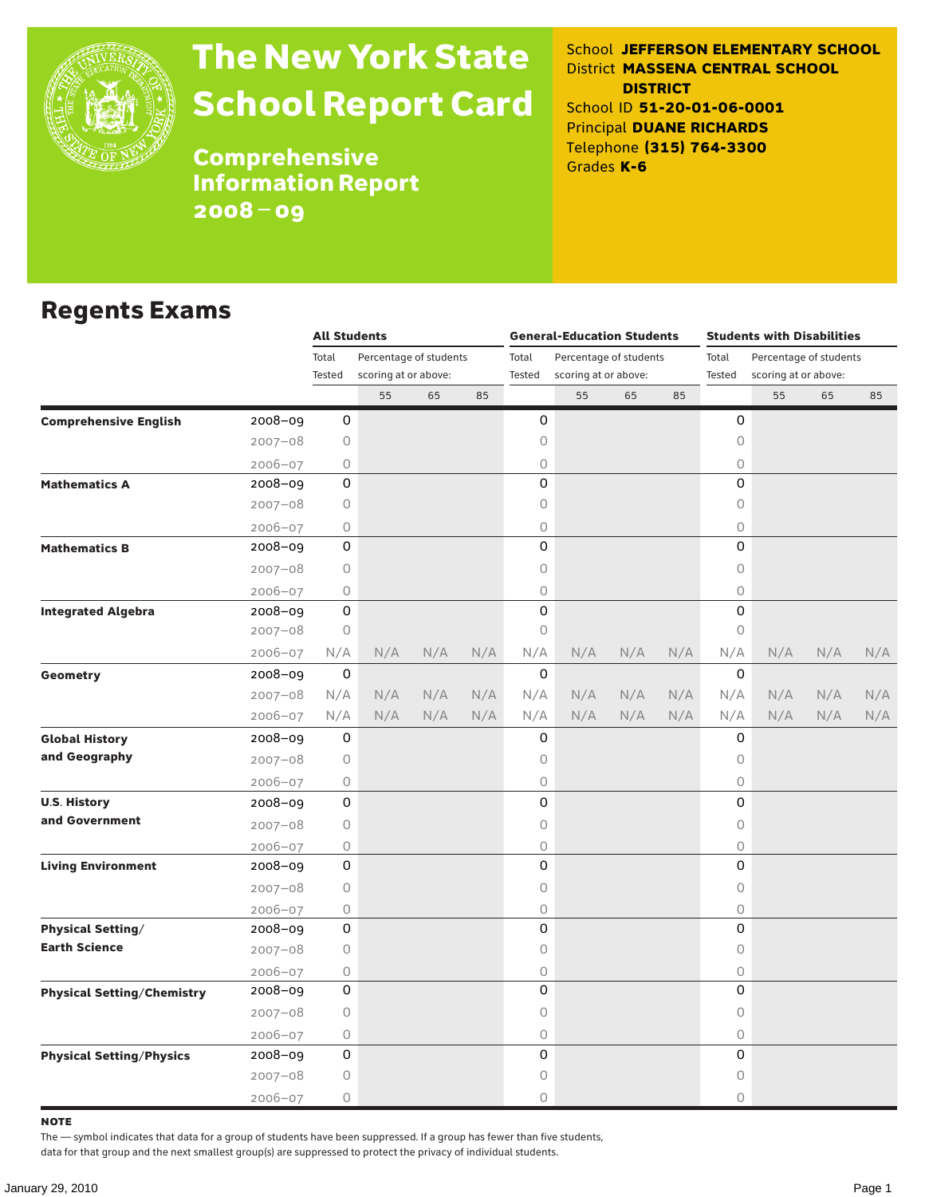# The New York State School Report Card

## Comprehensive Information Report 2008–09

School **JEFFERSON ELEMENTARY SCHOOL**
District **MASSENA CENTRAL SCHOOL DISTRICT**
School ID **51-20-01-06-0001**
Principal **DUANE RICHARDS**
Telephone **(315) 764-3300**
Grades **K-6**

## Regents Exams

| | | All Students | | | | General-Education Students | | | | Students with Disabilities | | | |
|---|---|---|---|---|---|---|---|---|---|---|---|---|---|
| | | Total Tested | Percentage of students scoring at or above: | | | Total Tested | Percentage of students scoring at or above: | | | Total Tested | Percentage of students scoring at or above: | | |
| | | | 55 | 65 | 85 | | 55 | 65 | 85 | | 55 | 65 | 85 |
| **Comprehensive English** | 2008–09 | 0 | | | | 0 | | | | 0 | | | |
| | 2007–08 | 0 | | | | 0 | | | | 0 | | | |
| | 2006–07 | 0 | | | | 0 | | | | 0 | | | |
| **Mathematics A** | 2008–09 | 0 | | | | 0 | | | | 0 | | | |
| | 2007–08 | 0 | | | | 0 | | | | 0 | | | |
| | 2006–07 | 0 | | | | 0 | | | | 0 | | | |
| **Mathematics B** | 2008–09 | 0 | | | | 0 | | | | 0 | | | |
| | 2007–08 | 0 | | | | 0 | | | | 0 | | | |
| | 2006–07 | 0 | | | | 0 | | | | 0 | | | |
| **Integrated Algebra** | 2008–09 | 0 | | | | 0 | | | | 0 | | | |
| | 2007–08 | 0 | | | | 0 | | | | 0 | | | |
| | 2006–07 | N/A | N/A | N/A | N/A | N/A | N/A | N/A | N/A | N/A | N/A | N/A | N/A |
| **Geometry** | 2008–09 | 0 | | | | 0 | | | | 0 | | | |
| | 2007–08 | N/A | N/A | N/A | N/A | N/A | N/A | N/A | N/A | N/A | N/A | N/A | N/A |
| | 2006–07 | N/A | N/A | N/A | N/A | N/A | N/A | N/A | N/A | N/A | N/A | N/A | N/A |
| **Global History and Geography** | 2008–09 | 0 | | | | 0 | | | | 0 | | | |
| | 2007–08 | 0 | | | | 0 | | | | 0 | | | |
| | 2006–07 | 0 | | | | 0 | | | | 0 | | | |
| **U.S. History and Government** | 2008–09 | 0 | | | | 0 | | | | 0 | | | |
| | 2007–08 | 0 | | | | 0 | | | | 0 | | | |
| | 2006–07 | 0 | | | | 0 | | | | 0 | | | |
| **Living Environment** | 2008–09 | 0 | | | | 0 | | | | 0 | | | |
| | 2007–08 | 0 | | | | 0 | | | | 0 | | | |
| | 2006–07 | 0 | | | | 0 | | | | 0 | | | |
| **Physical Setting/ Earth Science** | 2008–09 | 0 | | | | 0 | | | | 0 | | | |
| | 2007–08 | 0 | | | | 0 | | | | 0 | | | |
| | 2006–07 | 0 | | | | 0 | | | | 0 | | | |
| **Physical Setting/Chemistry** | 2008–09 | 0 | | | | 0 | | | | 0 | | | |
| | 2007–08 | 0 | | | | 0 | | | | 0 | | | |
| | 2006–07 | 0 | | | | 0 | | | | 0 | | | |
| **Physical Setting/Physics** | 2008–09 | 0 | | | | 0 | | | | 0 | | | |
| | 2007–08 | 0 | | | | 0 | | | | 0 | | | |
| | 2006–07 | 0 | | | | 0 | | | | 0 | | | |

**NOTE**

The — symbol indicates that data for a group of students have been suppressed. If a group has fewer than five students, data for that group and the next smallest group(s) are suppressed to protect the privacy of individual students.

January 29, 2010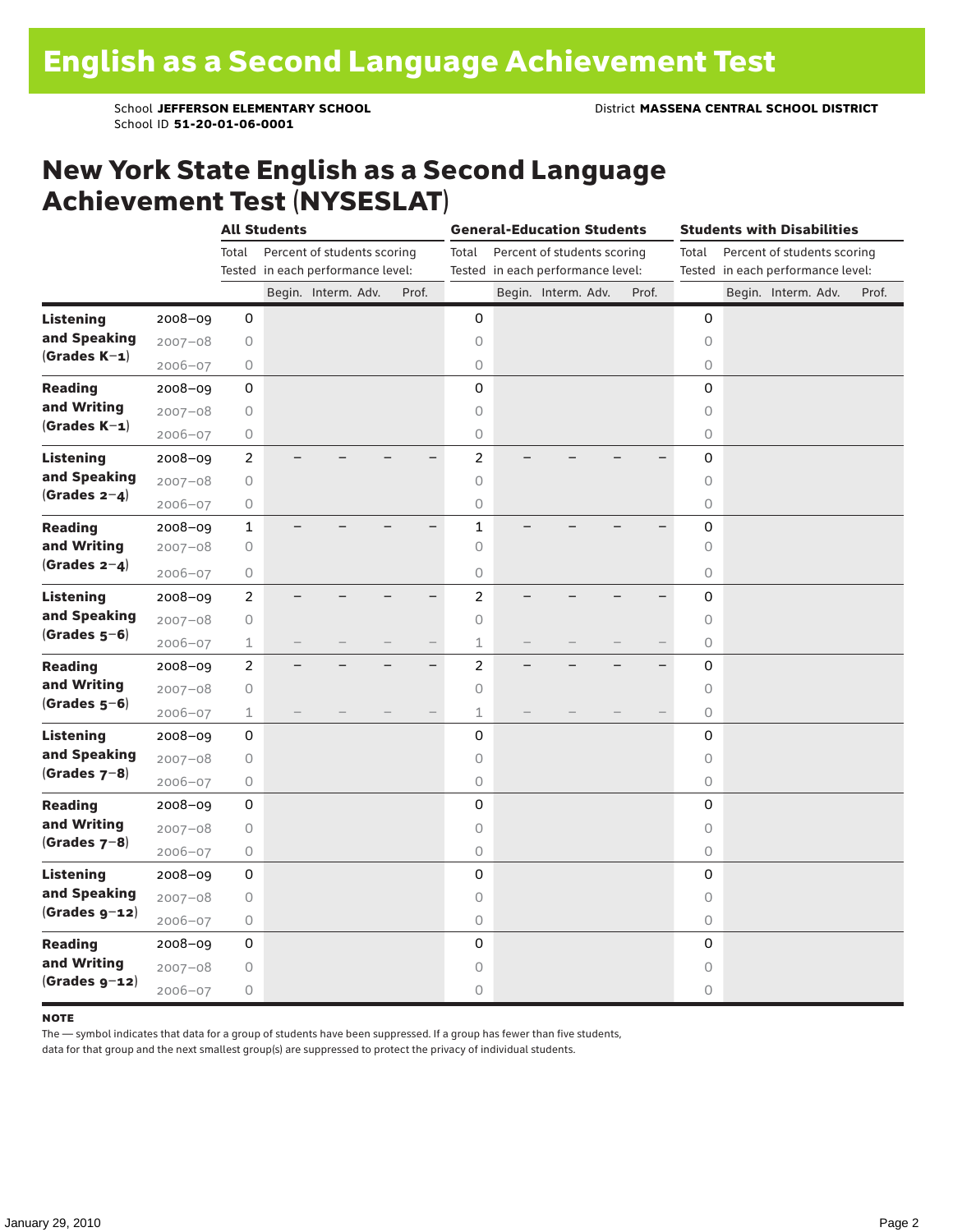# English as a Second Language Achievement Test

School **JEFFERSON ELEMENTARY SCHOOL** District **MASSENA CENTRAL SCHOOL DISTRICT**
School ID **51-20-01-06-0001**

## New York State English as a Second Language Achievement Test (NYSESLAT)

| | | All Students | | | | | General-Education Students | | | | | Students with Disabilities | | | | |
|---|---|---|---|---|---|---|---|---|---|---|---|---|---|---|---|---|
| | | Total Tested | Percent of students scoring in each performance level: | | | | Total Tested | Percent of students scoring in each performance level: | | | | Total Tested | Percent of students scoring in each performance level: | | | |
| | | | Begin. | Interm. | Adv. | Prof. | | Begin. | Interm. | Adv. | Prof. | | Begin. | Interm. | Adv. | Prof. |
| **Listening and Speaking (Grades K–1)** | 2008–09 | 0 | | | | | 0 | | | | | 0 | | | | |
| | 2007–08 | 0 | | | | | 0 | | | | | 0 | | | | |
| | 2006–07 | 0 | | | | | 0 | | | | | 0 | | | | |
| **Reading and Writing (Grades K–1)** | 2008–09 | 0 | | | | | 0 | | | | | 0 | | | | |
| | 2007–08 | 0 | | | | | 0 | | | | | 0 | | | | |
| | 2006–07 | 0 | | | | | 0 | | | | | 0 | | | | |
| **Listening and Speaking (Grades 2–4)** | 2008–09 | 2 | – | – | – | – | 2 | – | – | – | – | 0 | | | | |
| | 2007–08 | 0 | | | | | 0 | | | | | 0 | | | | |
| | 2006–07 | 0 | | | | | 0 | | | | | 0 | | | | |
| **Reading and Writing (Grades 2–4)** | 2008–09 | 1 | – | – | – | – | 1 | – | – | – | – | 0 | | | | |
| | 2007–08 | 0 | | | | | 0 | | | | | 0 | | | | |
| | 2006–07 | 0 | | | | | 0 | | | | | 0 | | | | |
| **Listening and Speaking (Grades 5–6)** | 2008–09 | 2 | – | – | – | – | 2 | – | – | – | – | 0 | | | | |
| | 2007–08 | 0 | | | | | 0 | | | | | 0 | | | | |
| | 2006–07 | 1 | – | – | – | – | 1 | – | – | – | – | 0 | | | | |
| **Reading and Writing (Grades 5–6)** | 2008–09 | 2 | – | – | – | – | 2 | – | – | – | – | 0 | | | | |
| | 2007–08 | 0 | | | | | 0 | | | | | 0 | | | | |
| | 2006–07 | 1 | – | – | – | – | 1 | – | – | – | – | 0 | | | | |
| **Listening and Speaking (Grades 7–8)** | 2008–09 | 0 | | | | | 0 | | | | | 0 | | | | |
| | 2007–08 | 0 | | | | | 0 | | | | | 0 | | | | |
| | 2006–07 | 0 | | | | | 0 | | | | | 0 | | | | |
| **Reading and Writing (Grades 7–8)** | 2008–09 | 0 | | | | | 0 | | | | | 0 | | | | |
| | 2007–08 | 0 | | | | | 0 | | | | | 0 | | | | |
| | 2006–07 | 0 | | | | | 0 | | | | | 0 | | | | |
| **Listening and Speaking (Grades 9–12)** | 2008–09 | 0 | | | | | 0 | | | | | 0 | | | | |
| | 2007–08 | 0 | | | | | 0 | | | | | 0 | | | | |
| | 2006–07 | 0 | | | | | 0 | | | | | 0 | | | | |
| **Reading and Writing (Grades 9–12)** | 2008–09 | 0 | | | | | 0 | | | | | 0 | | | | |
| | 2007–08 | 0 | | | | | 0 | | | | | 0 | | | | |
| | 2006–07 | 0 | | | | | 0 | | | | | 0 | | | | |

**NOTE**

The — symbol indicates that data for a group of students have been suppressed. If a group has fewer than five students, data for that group and the next smallest group(s) are suppressed to protect the privacy of individual students.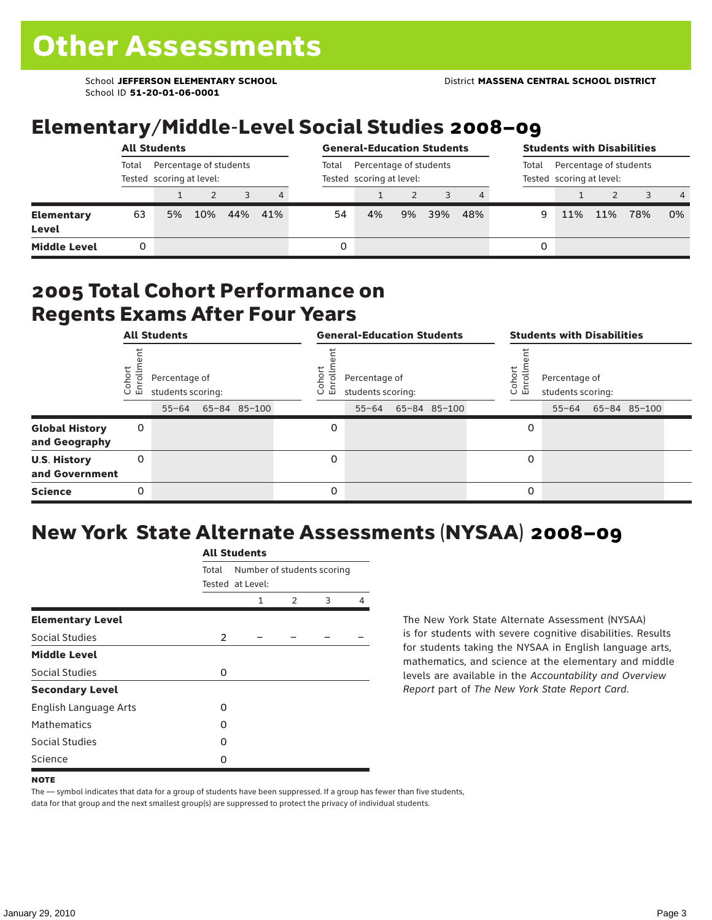# Other Assessments

School **JEFFERSON ELEMENTARY SCHOOL**
School ID **51-20-01-06-0001**

District **MASSENA CENTRAL SCHOOL DISTRICT**

## Elementary/Middle-Level Social Studies 2008–09

| | All Students | | | | | General-Education Students | | | | | Students with Disabilities | | | | |
|---|---|---|---|---|---|---|---|---|---|---|---|---|---|---|---|
| | Total Tested | Percentage of students scoring at level: | | | | Total Tested | Percentage of students scoring at level: | | | | Total Tested | Percentage of students scoring at level: | | | |
| | | 1 | 2 | 3 | 4 | | 1 | 2 | 3 | 4 | | 1 | 2 | 3 | 4 |
| **Elementary Level** | 63 | 5% | 10% | 44% | 41% | 54 | 4% | 9% | 39% | 48% | 9 | 11% | 11% | 78% | 0% |
| **Middle Level** | 0 | | | | | 0 | | | | | 0 | | | | |

## 2005 Total Cohort Performance on Regents Exams After Four Years

| | All Students | | | | General-Education Students | | | | Students with Disabilities | | | |
|---|---|---|---|---|---|---|---|---|---|---|---|---|
| | Cohort Enrollment | Percentage of students scoring: | | | Cohort Enrollment | Percentage of students scoring: | | | Cohort Enrollment | Percentage of students scoring: | | |
| | | 55–64 | 65–84 | 85–100 | | 55–64 | 65–84 | 85–100 | | 55–64 | 65–84 | 85–100 |
| **Global History and Geography** | 0 | | | | 0 | | | | 0 | | | |
| **U.S. History and Government** | 0 | | | | 0 | | | | 0 | | | |
| **Science** | 0 | | | | 0 | | | | 0 | | | |

## New York State Alternate Assessments (NYSAA) 2008–09

| | All Students | | | | |
|---|---|---|---|---|---|
| | Total Tested | Number of students scoring at Level: | | | |
| | | 1 | 2 | 3 | 4 |
| **Elementary Level** | | | | | |
| Social Studies | 2 | – | – | – | – |
| **Middle Level** | | | | | |
| Social Studies | 0 | | | | |
| **Secondary Level** | | | | | |
| English Language Arts | 0 | | | | |
| Mathematics | 0 | | | | |
| Social Studies | 0 | | | | |
| Science | 0 | | | | |

The New York State Alternate Assessment (NYSAA) is for students with severe cognitive disabilities. Results for students taking the NYSAA in English language arts, mathematics, and science at the elementary and middle levels are available in the *Accountability and Overview Report* part of *The New York State Report Card*.

**NOTE**

The — symbol indicates that data for a group of students have been suppressed. If a group has fewer than five students, data for that group and the next smallest group(s) are suppressed to protect the privacy of individual students.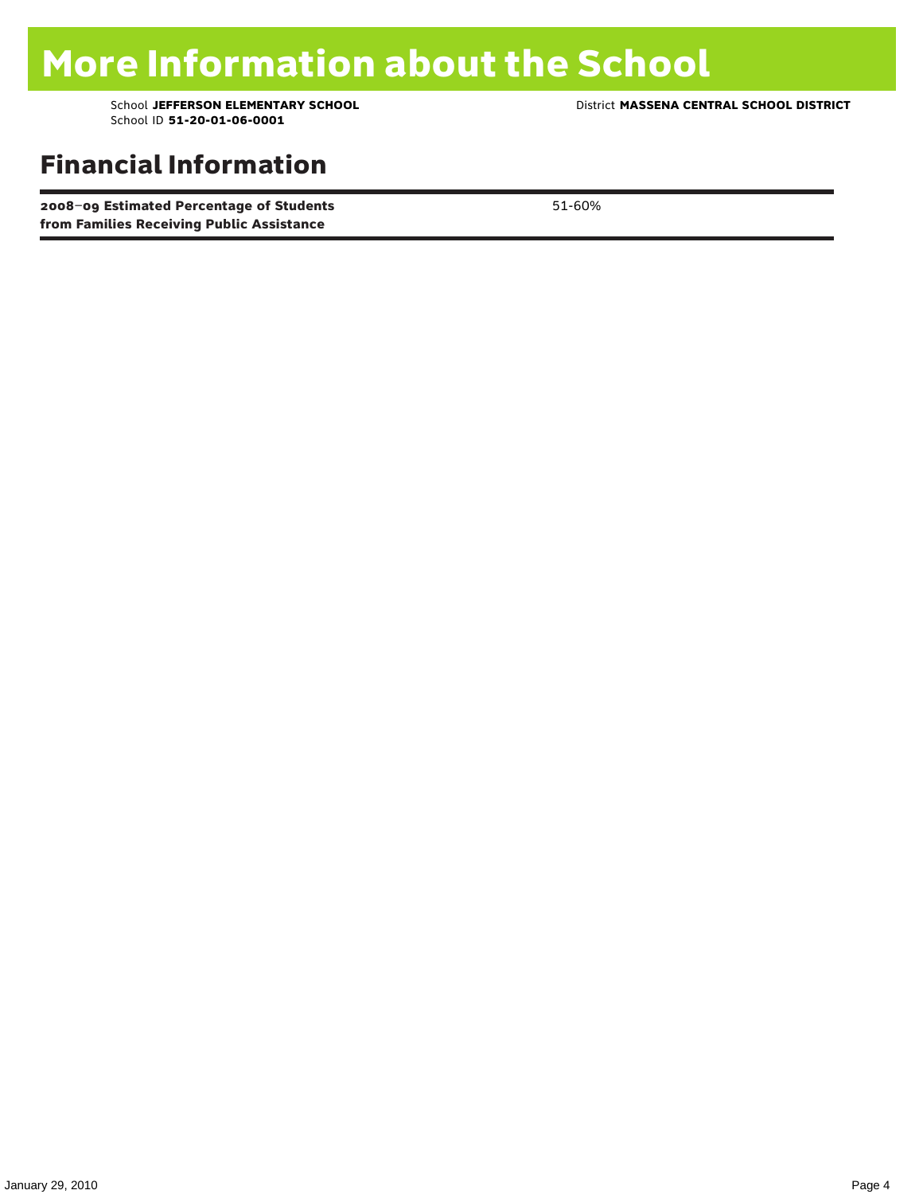# More Information about the School

School **JEFFERSON ELEMENTARY SCHOOL**
School ID **51-20-01-06-0001**

District **MASSENA CENTRAL SCHOOL DISTRICT**

## Financial Information

| | |
|---|---|
| **2008–09 Estimated Percentage of Students from Families Receiving Public Assistance** | 51-60% |